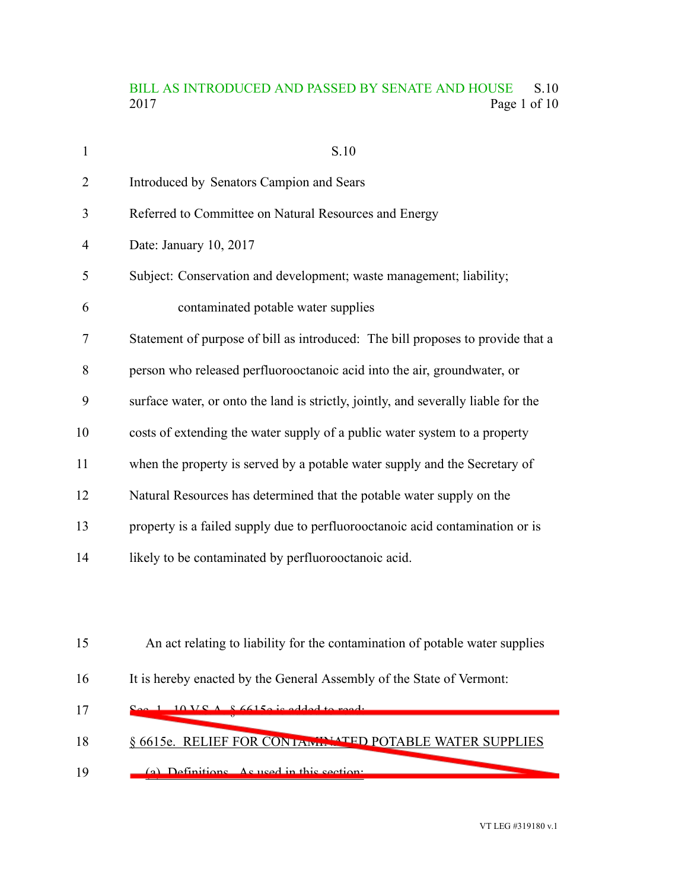BILL AS INTRODUCED AND PASSED BY SENATE AND HOUSE S.10
2017

S.10

Introduced by Senators Campion and Sears

Referred to Committee on Natural Resources and Energy

Date: January 10, 2017

Subject: Conservation and development; waste management; liability; contaminated potable water supplies

Statement of purpose of bill as introduced: The bill proposes to provide that a person who released perfluorooctanoic acid into the air, groundwater, or surface water, or onto the land is strictly, jointly, and severally liable for the costs of extending the water supply of a public water system to a property when the property is served by a potable water supply and the Secretary of Natural Resources has determined that the potable water supply on the property is a failed supply due to perfluorooctanoic acid contamination or is likely to be contaminated by perfluorooctanoic acid.

An act relating to liability for the contamination of potable water supplies

It is hereby enacted by the General Assembly of the State of Vermont:

~~Sec. 1. 10 V.S.A. § 6615e is added to read:~~

~~§ 6615e. RELIEF FOR CONTAMINATED POTABLE WATER SUPPLIES~~

~~(a) Definitions. As used in this section:~~

VT LEG #319180 v.1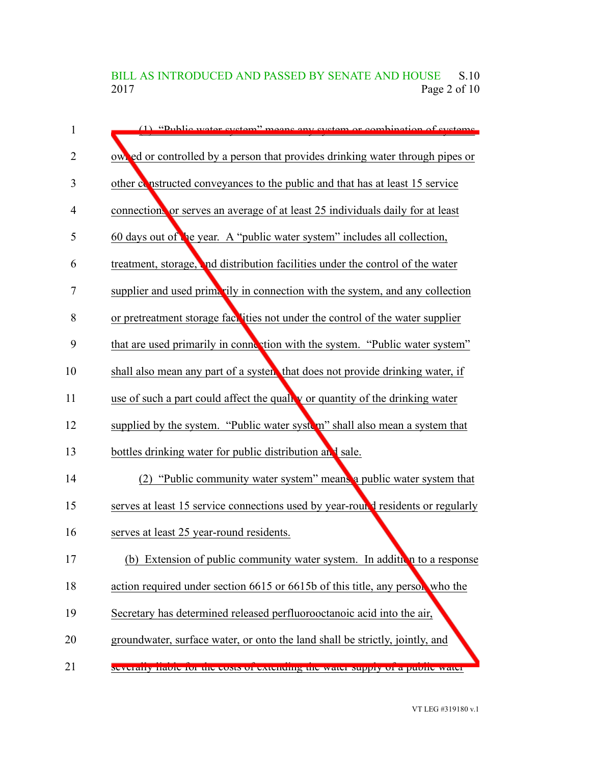(1) "Public water system" means any system or combination of systems owned or controlled by a person that provides drinking water through pipes or other constructed conveyances to the public and that has at least 15 service connections or serves an average of at least 25 individuals daily for at least 60 days out of the year. A "public water system" includes all collection, treatment, storage, and distribution facilities under the control of the water supplier and used primarily in connection with the system, and any collection or pretreatment storage facilities not under the control of the water supplier that are used primarily in connection with the system. "Public water system" shall also mean any part of a system that does not provide drinking water, if use of such a part could affect the quality or quantity of the drinking water supplied by the system. "Public water system" shall also mean a system that bottles drinking water for public distribution and sale.

(2) "Public community water system" means a public water system that serves at least 15 service connections used by year-round residents or regularly serves at least 25 year-round residents.

(b) Extension of public community water system. In addition to a response action required under section 6615 or 6615b of this title, any person who the Secretary has determined released perfluorooctanoic acid into the air, groundwater, surface water, or onto the land shall be strictly, jointly, and severally liable for the costs of extending the water supply of a public water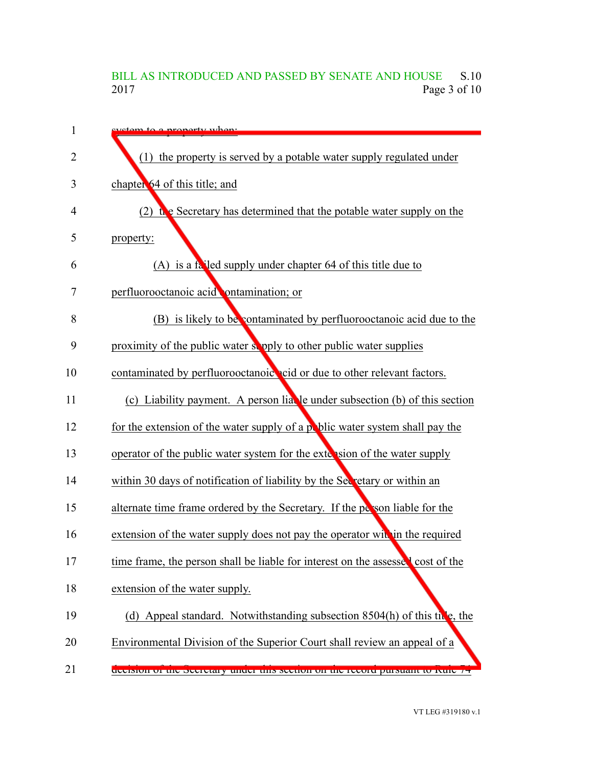system to a property when:

(1) the property is served by a potable water supply regulated under chapter 64 of this title; and

(2) the Secretary has determined that the potable water supply on the property:

(A) is a failed supply under chapter 64 of this title due to perfluorooctanoic acid contamination; or

(B) is likely to be contaminated by perfluorooctanoic acid due to the proximity of the public water supply to other public water supplies contaminated by perfluorooctanoic acid or due to other relevant factors.

(c) Liability payment. A person liable under subsection (b) of this section for the extension of the water supply of a public water system shall pay the operator of the public water system for the extension of the water supply within 30 days of notification of liability by the Secretary or within an alternate time frame ordered by the Secretary. If the person liable for the extension of the water supply does not pay the operator within the required time frame, the person shall be liable for interest on the assessed cost of the extension of the water supply.

(d) Appeal standard. Notwithstanding subsection 8504(h) of this title, the Environmental Division of the Superior Court shall review an appeal of a decision of the Secretary under this section on the record pursuant to Rule 74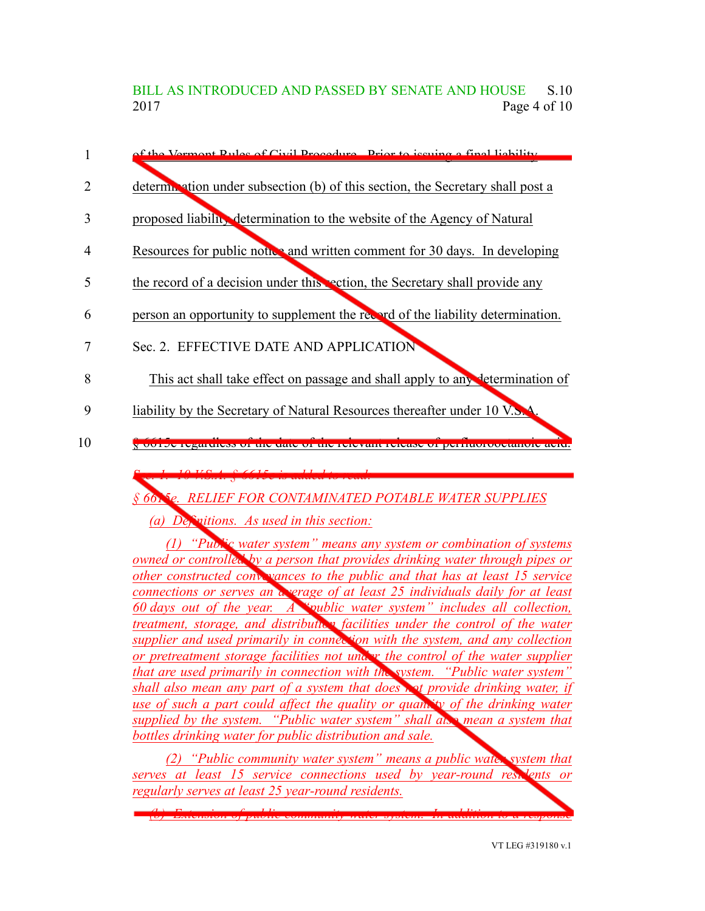1 of the Vermont Rules of Civil Procedure. Prior to issuing a final liability

2 determination under subsection (b) of this section, the Secretary shall post a

3 proposed liability determination to the website of the Agency of Natural

4 Resources for public notice and written comment for 30 days. In developing

5 the record of a decision under this section, the Secretary shall provide any

6 person an opportunity to supplement the record of the liability determination.

7 Sec. 2. EFFECTIVE DATE AND APPLICATION

8 This act shall take effect on passage and shall apply to any determination of

9 liability by the Secretary of Natural Resources thereafter under 10 V.S.A.

10 § 6615c regardless of the date of the relevant release of perfluorooctanoic acid.

*Sec. 1. 10 V.S.A. § 6615e is added to read:*

*§ 6615e. RELIEF FOR CONTAMINATED POTABLE WATER SUPPLIES*

*(a) Definitions. As used in this section:*

*(1) "Public water system" means any system or combination of systems owned or controlled by a person that provides drinking water through pipes or other constructed conveyances to the public and that has at least 15 service connections or serves an average of at least 25 individuals daily for at least 60 days out of the year. A "public water system" includes all collection, treatment, storage, and distribution facilities under the control of the water supplier and used primarily in connection with the system, and any collection or pretreatment storage facilities not under the control of the water supplier that are used primarily in connection with the system. "Public water system" shall also mean any part of a system that does not provide drinking water, if use of such a part could affect the quality or quantity of the drinking water supplied by the system. "Public water system" shall also mean a system that bottles drinking water for public distribution and sale.*

*(2) "Public community water system" means a public water system that serves at least 15 service connections used by year-round residents or regularly serves at least 25 year-round residents.*

*(b) Extension of public community water system. In addition to a response*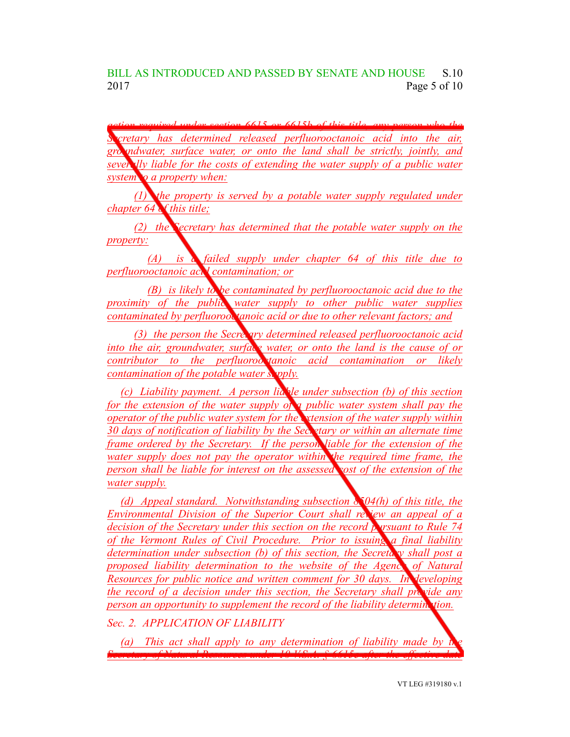action required under section 6615 or 6615b of this title, any person who the Secretary has determined released perfluorooctanoic acid into the air, groundwater, surface water, or onto the land shall be strictly, jointly, and severally liable for the costs of extending the water supply of a public water system to a property when:

(1) the property is served by a potable water supply regulated under chapter 64 of this title;

(2) the Secretary has determined that the potable water supply on the property:

(A) is a failed supply under chapter 64 of this title due to perfluorooctanoic acid contamination; or

(B) is likely to be contaminated by perfluorooctanoic acid due to the proximity of the public water supply to other public water supplies contaminated by perfluorooctanoic acid or due to other relevant factors; and

(3) the person the Secretary determined released perfluorooctanoic acid into the air, groundwater, surface water, or onto the land is the cause of or contributor to the perfluorooctanoic acid contamination or likely contamination of the potable water supply.

(c) Liability payment. A person liable under subsection (b) of this section for the extension of the water supply of a public water system shall pay the operator of the public water system for the extension of the water supply within 30 days of notification of liability by the Secretary or within an alternate time frame ordered by the Secretary. If the person liable for the extension of the water supply does not pay the operator within the required time frame, the person shall be liable for interest on the assessed cost of the extension of the water supply.

(d) Appeal standard. Notwithstanding subsection 8504(h) of this title, the Environmental Division of the Superior Court shall review an appeal of a decision of the Secretary under this section on the record pursuant to Rule 74 of the Vermont Rules of Civil Procedure. Prior to issuing a final liability determination under subsection (b) of this section, the Secretary shall post a proposed liability determination to the website of the Agency of Natural Resources for public notice and written comment for 30 days. In developing the record of a decision under this section, the Secretary shall provide any person an opportunity to supplement the record of the liability determination.

*Sec. 2. APPLICATION OF LIABILITY*

(a) This act shall apply to any determination of liability made by the Secretary of Natural Resources under 10 V.S.A. § 6615c after the effective date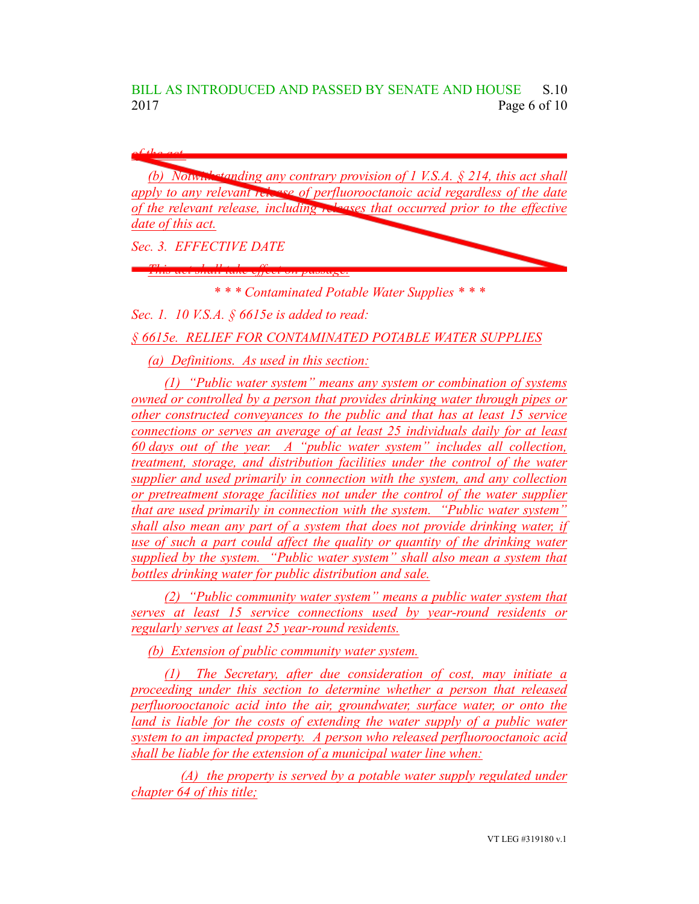of the act.

(b) Notwithstanding any contrary provision of 1 V.S.A. § 214, this act shall apply to any relevant release of perfluorooctanoic acid regardless of the date of the relevant release, including releases that occurred prior to the effective date of this act.

Sec. 3. EFFECTIVE DATE

This act shall take effect on passage.

*\* \* Contaminated Potable Water Supplies \* \* \**

*Sec. 1. 10 V.S.A. § 6615e is added to read:*

*§ 6615e. RELIEF FOR CONTAMINATED POTABLE WATER SUPPLIES*

*(a) Definitions. As used in this section:*

*(1) "Public water system" means any system or combination of systems owned or controlled by a person that provides drinking water through pipes or other constructed conveyances to the public and that has at least 15 service connections or serves an average of at least 25 individuals daily for at least 60 days out of the year. A "public water system" includes all collection, treatment, storage, and distribution facilities under the control of the water supplier and used primarily in connection with the system, and any collection or pretreatment storage facilities not under the control of the water supplier that are used primarily in connection with the system. "Public water system" shall also mean any part of a system that does not provide drinking water, if use of such a part could affect the quality or quantity of the drinking water supplied by the system. "Public water system" shall also mean a system that bottles drinking water for public distribution and sale.*

*(2) "Public community water system" means a public water system that serves at least 15 service connections used by year-round residents or regularly serves at least 25 year-round residents.*

*(b) Extension of public community water system.*

*(1) The Secretary, after due consideration of cost, may initiate a proceeding under this section to determine whether a person that released perfluorooctanoic acid into the air, groundwater, surface water, or onto the land is liable for the costs of extending the water supply of a public water system to an impacted property. A person who released perfluorooctanoic acid shall be liable for the extension of a municipal water line when:*

*(A) the property is served by a potable water supply regulated under chapter 64 of this title;*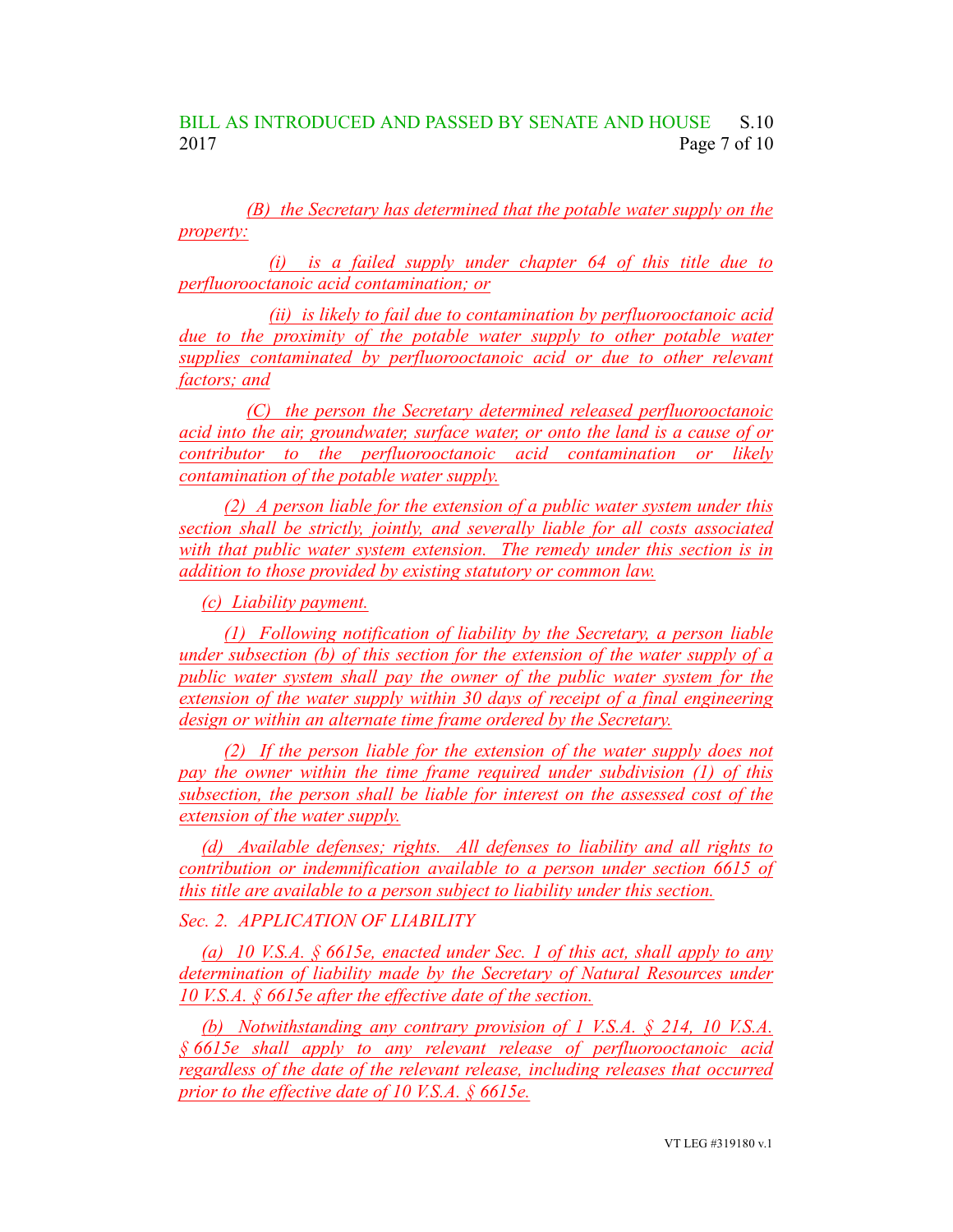(B) the Secretary has determined that the potable water supply on the property:

(i) is a failed supply under chapter 64 of this title due to perfluorooctanoic acid contamination; or

(ii) is likely to fail due to contamination by perfluorooctanoic acid due to the proximity of the potable water supply to other potable water supplies contaminated by perfluorooctanoic acid or due to other relevant factors; and

(C) the person the Secretary determined released perfluorooctanoic acid into the air, groundwater, surface water, or onto the land is a cause of or contributor to the perfluorooctanoic acid contamination or likely contamination of the potable water supply.

(2) A person liable for the extension of a public water system under this section shall be strictly, jointly, and severally liable for all costs associated with that public water system extension. The remedy under this section is in addition to those provided by existing statutory or common law.

(c) Liability payment.

(1) Following notification of liability by the Secretary, a person liable under subsection (b) of this section for the extension of the water supply of a public water system shall pay the owner of the public water system for the extension of the water supply within 30 days of receipt of a final engineering design or within an alternate time frame ordered by the Secretary.

(2) If the person liable for the extension of the water supply does not pay the owner within the time frame required under subdivision (1) of this subsection, the person shall be liable for interest on the assessed cost of the extension of the water supply.

(d) Available defenses; rights. All defenses to liability and all rights to contribution or indemnification available to a person under section 6615 of this title are available to a person subject to liability under this section.

Sec. 2. APPLICATION OF LIABILITY

(a) 10 V.S.A. § 6615e, enacted under Sec. 1 of this act, shall apply to any determination of liability made by the Secretary of Natural Resources under 10 V.S.A. § 6615e after the effective date of the section.

(b) Notwithstanding any contrary provision of 1 V.S.A. § 214, 10 V.S.A. § 6615e shall apply to any relevant release of perfluorooctanoic acid regardless of the date of the relevant release, including releases that occurred prior to the effective date of 10 V.S.A. § 6615e.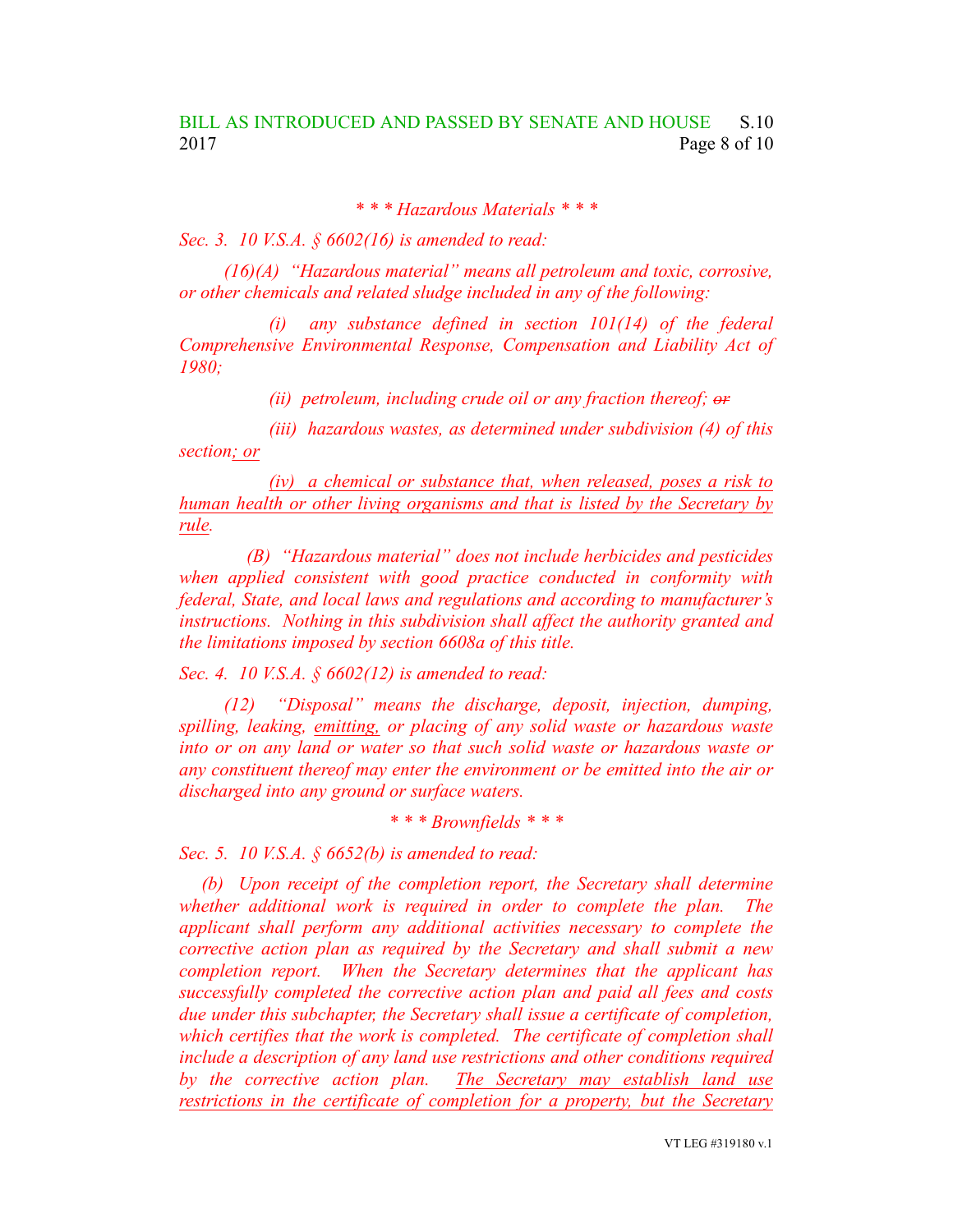*\* \* \* Hazardous Materials \* \* \**

*Sec. 3. 10 V.S.A. § 6602(16) is amended to read:*

*(16)(A) "Hazardous material" means all petroleum and toxic, corrosive, or other chemicals and related sludge included in any of the following:*

*(i) any substance defined in section 101(14) of the federal Comprehensive Environmental Response, Compensation and Liability Act of 1980;*

*(ii) petroleum, including crude oil or any fraction thereof; ~~or~~*

*(iii) hazardous wastes, as determined under subdivision (4) of this section<u>; or</u>*

*<u>(iv) a chemical or substance that, when released, poses a risk to human health or other living organisms and that is listed by the Secretary by rule</u>.*

*(B) "Hazardous material" does not include herbicides and pesticides when applied consistent with good practice conducted in conformity with federal, State, and local laws and regulations and according to manufacturer's instructions. Nothing in this subdivision shall affect the authority granted and the limitations imposed by section 6608a of this title.*

*Sec. 4. 10 V.S.A. § 6602(12) is amended to read:*

*(12) "Disposal" means the discharge, deposit, injection, dumping, spilling, leaking, <u>emitting,</u> or placing of any solid waste or hazardous waste into or on any land or water so that such solid waste or hazardous waste or any constituent thereof may enter the environment or be emitted into the air or discharged into any ground or surface waters.*

*\* \* \* Brownfields \* \* \**

*Sec. 5. 10 V.S.A. § 6652(b) is amended to read:*

*(b) Upon receipt of the completion report, the Secretary shall determine whether additional work is required in order to complete the plan. The applicant shall perform any additional activities necessary to complete the corrective action plan as required by the Secretary and shall submit a new completion report. When the Secretary determines that the applicant has successfully completed the corrective action plan and paid all fees and costs due under this subchapter, the Secretary shall issue a certificate of completion, which certifies that the work is completed. The certificate of completion shall include a description of any land use restrictions and other conditions required by the corrective action plan. <u>The Secretary may establish land use restrictions in the certificate of completion for a property, but the Secretary</u>*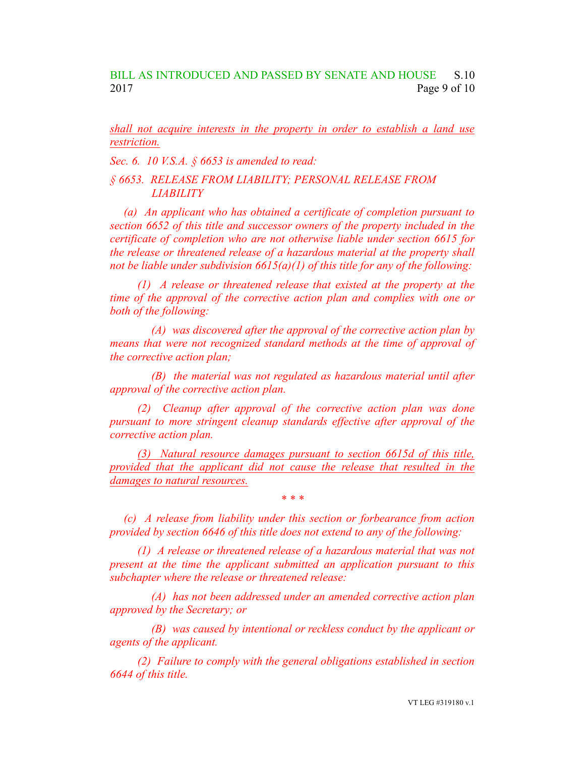shall not acquire interests in the property in order to establish a land use restriction.

*Sec. 6. 10 V.S.A. § 6653 is amended to read:*

*§ 6653. RELEASE FROM LIABILITY; PERSONAL RELEASE FROM LIABILITY*

*(a) An applicant who has obtained a certificate of completion pursuant to section 6652 of this title and successor owners of the property included in the certificate of completion who are not otherwise liable under section 6615 for the release or threatened release of a hazardous material at the property shall not be liable under subdivision 6615(a)(1) of this title for any of the following:*

*(1) A release or threatened release that existed at the property at the time of the approval of the corrective action plan and complies with one or both of the following:*

*(A) was discovered after the approval of the corrective action plan by means that were not recognized standard methods at the time of approval of the corrective action plan;*

*(B) the material was not regulated as hazardous material until after approval of the corrective action plan.*

*(2) Cleanup after approval of the corrective action plan was done pursuant to more stringent cleanup standards effective after approval of the corrective action plan.*

*(3) Natural resource damages pursuant to section 6615d of this title, provided that the applicant did not cause the release that resulted in the damages to natural resources.*

\* \* \*

*(c) A release from liability under this section or forbearance from action provided by section 6646 of this title does not extend to any of the following:*

*(1) A release or threatened release of a hazardous material that was not present at the time the applicant submitted an application pursuant to this subchapter where the release or threatened release:*

*(A) has not been addressed under an amended corrective action plan approved by the Secretary; or*

*(B) was caused by intentional or reckless conduct by the applicant or agents of the applicant.*

*(2) Failure to comply with the general obligations established in section 6644 of this title.*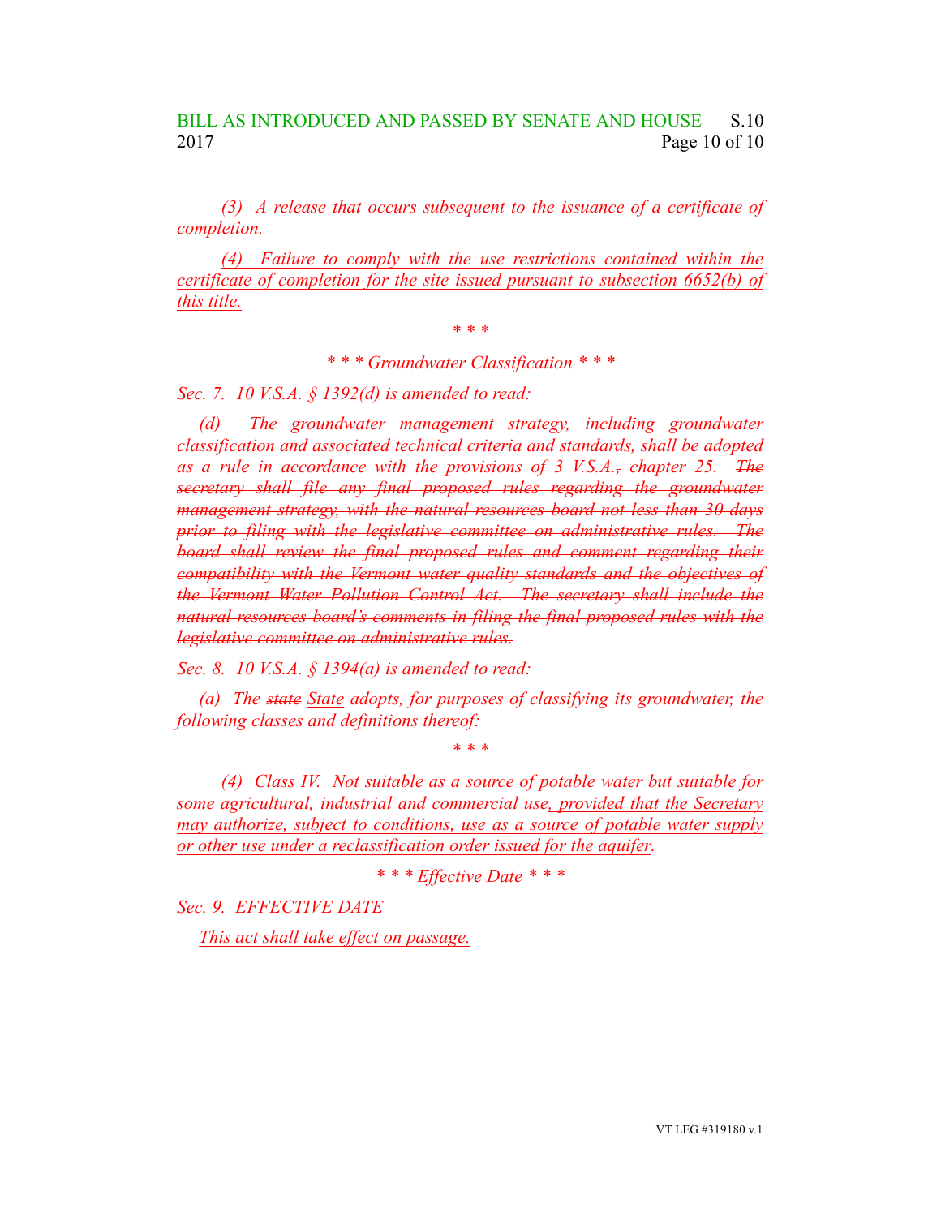*(3) A release that occurs subsequent to the issuance of a certificate of completion.*

*<u>(4) Failure to comply with the use restrictions contained within the certificate of completion for the site issued pursuant to subsection 6652(b) of this title.</u>*

*\* \* \**

*\* \* \* Groundwater Classification \* \* \**

*Sec. 7. 10 V.S.A. § 1392(d) is amended to read:*

*(d) The groundwater management strategy, including groundwater classification and associated technical criteria and standards, shall be adopted as a rule in accordance with the provisions of 3 V.S.A.~~,~~ chapter 25. ~~The secretary shall file any final proposed rules regarding the groundwater management strategy, with the natural resources board not less than 30 days prior to filing with the legislative committee on administrative rules. The board shall review the final proposed rules and comment regarding their compatibility with the Vermont water quality standards and the objectives of the Vermont Water Pollution Control Act. The secretary shall include the natural resources board's comments in filing the final proposed rules with the legislative committee on administrative rules.~~*

*Sec. 8. 10 V.S.A. § 1394(a) is amended to read:*

*(a) The ~~state~~ <u>State</u> adopts, for purposes of classifying its groundwater, the following classes and definitions thereof:*

*\* \* \**

*(4) Class IV. Not suitable as a source of potable water but suitable for some agricultural, industrial and commercial use<u>, provided that the Secretary may authorize, subject to conditions, use as a source of potable water supply or other use under a reclassification order issued for the aquifer</u>.*

*\* \* \* Effective Date \* \* \**

*Sec. 9. EFFECTIVE DATE*

*<u>This act shall take effect on passage.</u>*